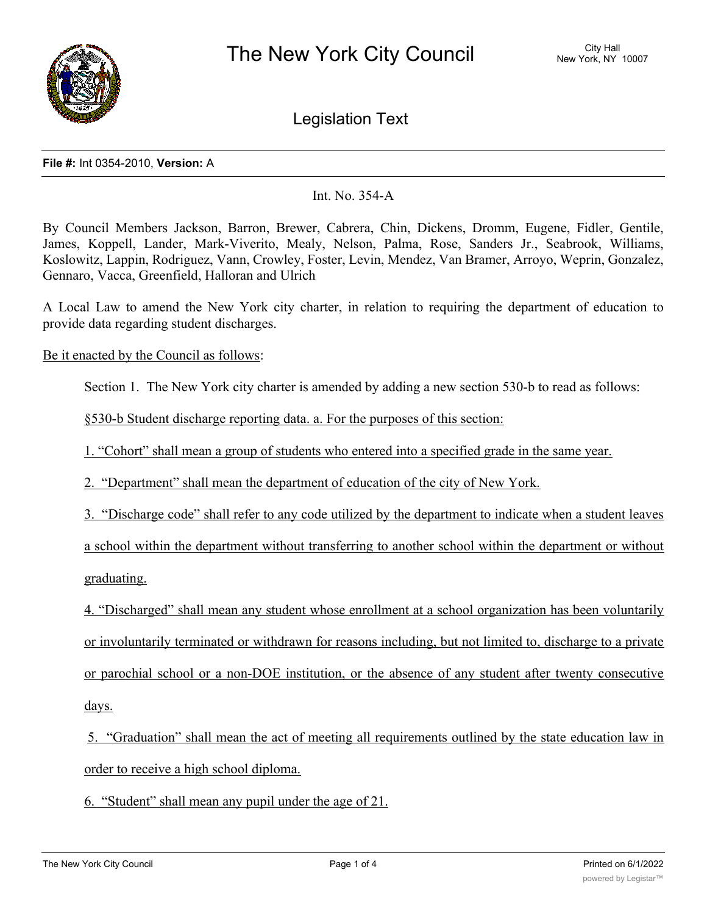# The New York City Council

City Hall
New York, NY 10007

## Legislation Text

**File #:** Int 0354-2010, **Version:** A

Int. No. 354-A

By Council Members Jackson, Barron, Brewer, Cabrera, Chin, Dickens, Dromm, Eugene, Fidler, Gentile, James, Koppell, Lander, Mark-Viverito, Mealy, Nelson, Palma, Rose, Sanders Jr., Seabrook, Williams, Koslowitz, Lappin, Rodriguez, Vann, Crowley, Foster, Levin, Mendez, Van Bramer, Arroyo, Weprin, Gonzalez, Gennaro, Vacca, Greenfield, Halloran and Ulrich

A Local Law to amend the New York city charter, in relation to requiring the department of education to provide data regarding student discharges.

Be it enacted by the Council as follows:

Section 1. The New York city charter is amended by adding a new section 530-b to read as follows:

§530-b Student discharge reporting data. a. For the purposes of this section:

1. "Cohort" shall mean a group of students who entered into a specified grade in the same year.

2. "Department" shall mean the department of education of the city of New York.

3. "Discharge code" shall refer to any code utilized by the department to indicate when a student leaves a school within the department without transferring to another school within the department or without graduating.

4. "Discharged" shall mean any student whose enrollment at a school organization has been voluntarily or involuntarily terminated or withdrawn for reasons including, but not limited to, discharge to a private or parochial school or a non-DOE institution, or the absence of any student after twenty consecutive days.

5. "Graduation" shall mean the act of meeting all requirements outlined by the state education law in order to receive a high school diploma.

6. "Student" shall mean any pupil under the age of 21.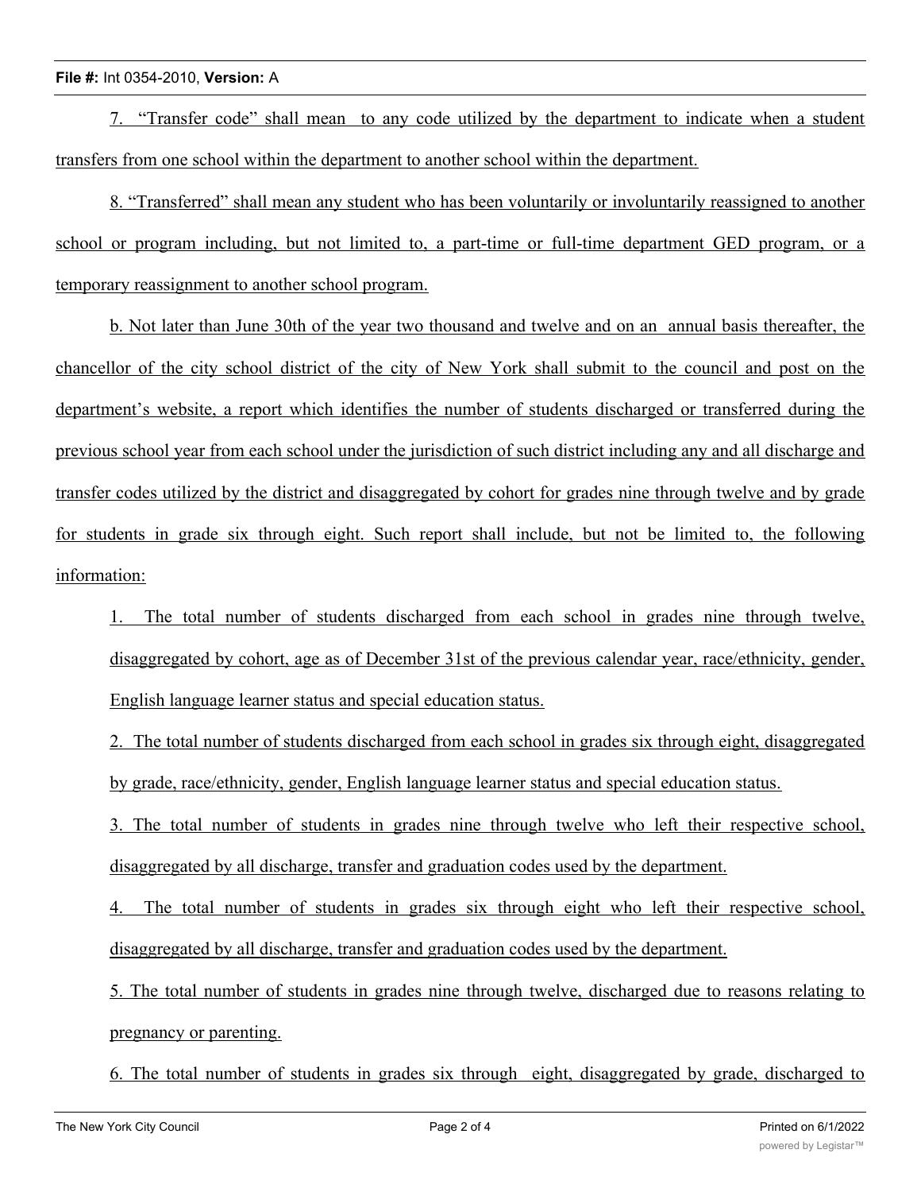7. "Transfer code" shall mean to any code utilized by the department to indicate when a student transfers from one school within the department to another school within the department.

8. "Transferred" shall mean any student who has been voluntarily or involuntarily reassigned to another school or program including, but not limited to, a part-time or full-time department GED program, or a temporary reassignment to another school program.

b. Not later than June 30th of the year two thousand and twelve and on an annual basis thereafter, the chancellor of the city school district of the city of New York shall submit to the council and post on the department's website, a report which identifies the number of students discharged or transferred during the previous school year from each school under the jurisdiction of such district including any and all discharge and transfer codes utilized by the district and disaggregated by cohort for grades nine through twelve and by grade for students in grade six through eight. Such report shall include, but not be limited to, the following information:

1. The total number of students discharged from each school in grades nine through twelve, disaggregated by cohort, age as of December 31st of the previous calendar year, race/ethnicity, gender, English language learner status and special education status.

2. The total number of students discharged from each school in grades six through eight, disaggregated by grade, race/ethnicity, gender, English language learner status and special education status.

3. The total number of students in grades nine through twelve who left their respective school, disaggregated by all discharge, transfer and graduation codes used by the department.

4. The total number of students in grades six through eight who left their respective school, disaggregated by all discharge, transfer and graduation codes used by the department.

5. The total number of students in grades nine through twelve, discharged due to reasons relating to pregnancy or parenting.

6. The total number of students in grades six through eight, disaggregated by grade, discharged to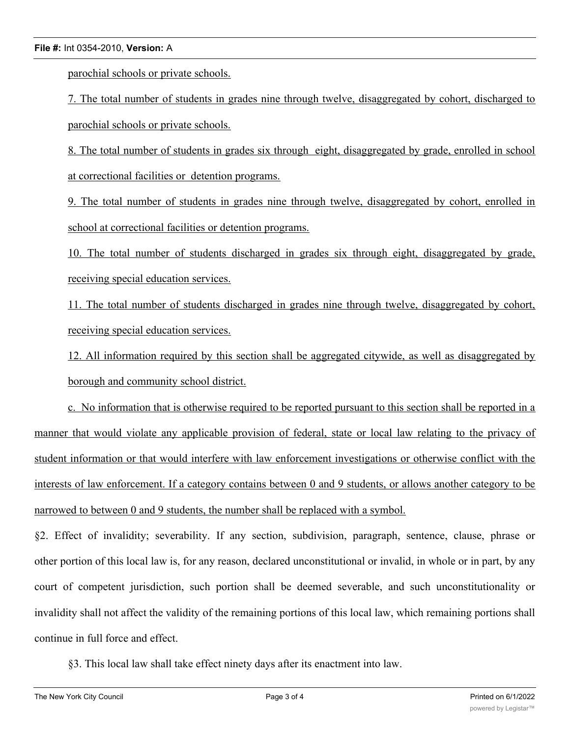parochial schools or private schools.

7. The total number of students in grades nine through twelve, disaggregated by cohort, discharged to parochial schools or private schools.

8. The total number of students in grades six through eight, disaggregated by grade, enrolled in school at correctional facilities or detention programs.

9. The total number of students in grades nine through twelve, disaggregated by cohort, enrolled in school at correctional facilities or detention programs.

10. The total number of students discharged in grades six through eight, disaggregated by grade, receiving special education services.

11. The total number of students discharged in grades nine through twelve, disaggregated by cohort, receiving special education services.

12. All information required by this section shall be aggregated citywide, as well as disaggregated by borough and community school district.

c. No information that is otherwise required to be reported pursuant to this section shall be reported in a manner that would violate any applicable provision of federal, state or local law relating to the privacy of student information or that would interfere with law enforcement investigations or otherwise conflict with the interests of law enforcement. If a category contains between 0 and 9 students, or allows another category to be narrowed to between 0 and 9 students, the number shall be replaced with a symbol.

§2. Effect of invalidity; severability. If any section, subdivision, paragraph, sentence, clause, phrase or other portion of this local law is, for any reason, declared unconstitutional or invalid, in whole or in part, by any court of competent jurisdiction, such portion shall be deemed severable, and such unconstitutionality or invalidity shall not affect the validity of the remaining portions of this local law, which remaining portions shall continue in full force and effect.

§3. This local law shall take effect ninety days after its enactment into law.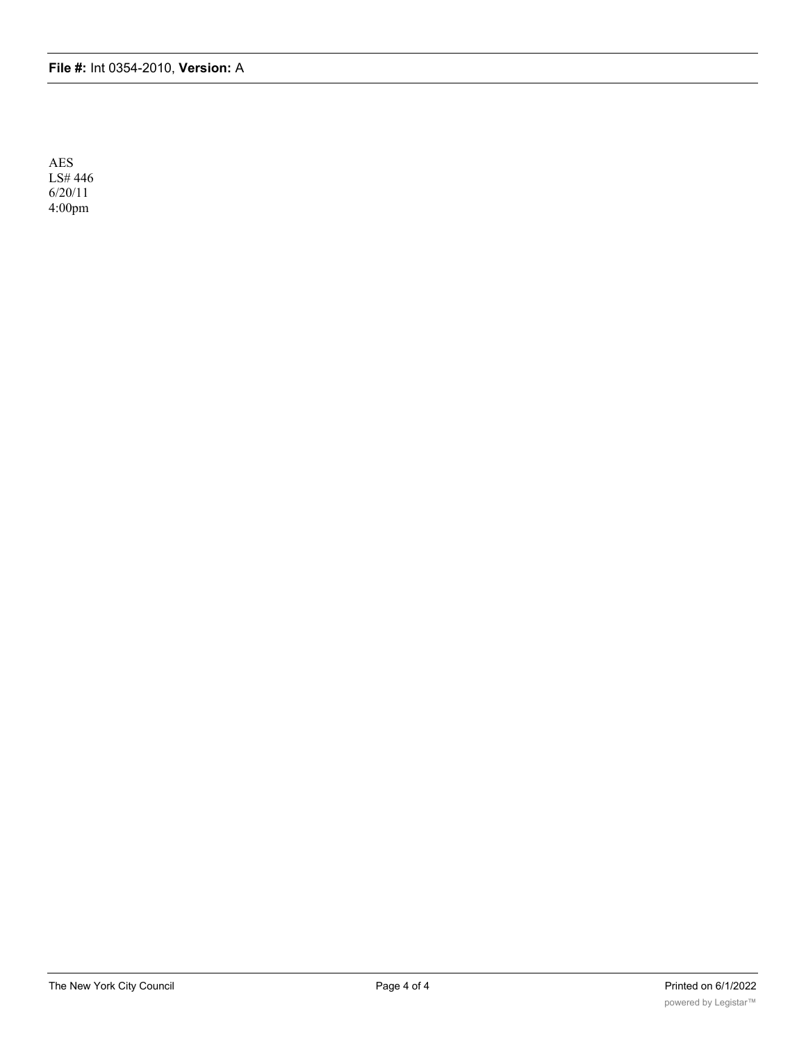AES
LS# 446
6/20/11
4:00pm